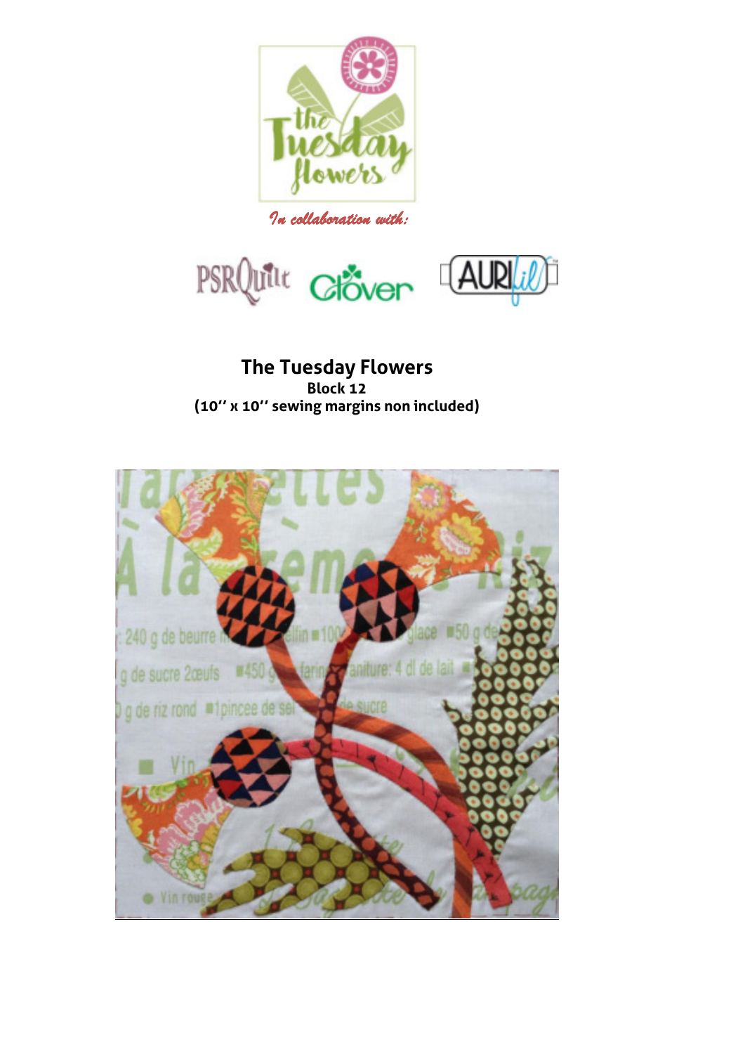*In collaboration with:*

# The Tuesday Flowers

**Block 12**

**(10'' x 10'' sewing margins non included)**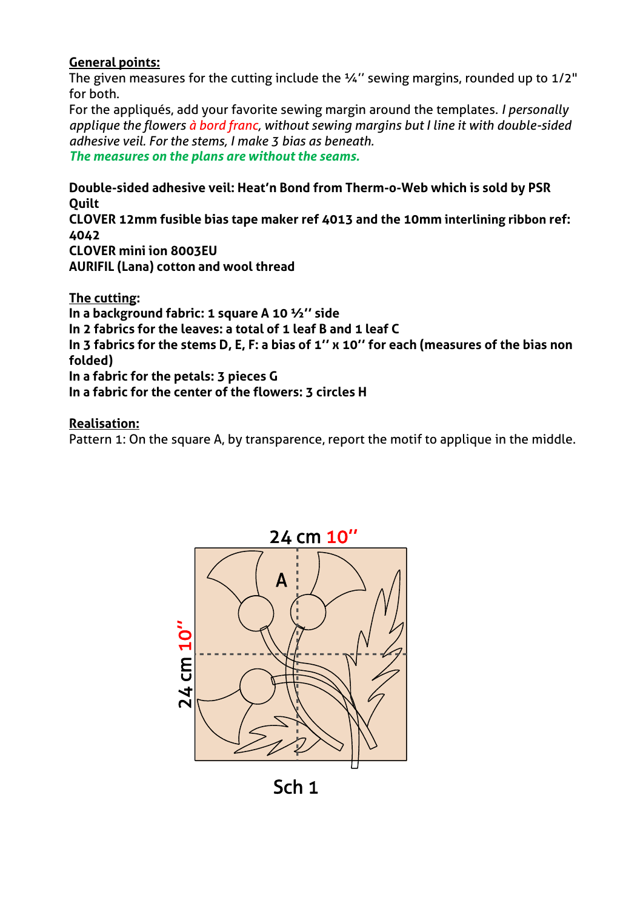**General points:**

The given measures for the cutting include the ¼'' sewing margins, rounded up to 1/2" for both.

For the appliqués, add your favorite sewing margin around the templates. *I personally applique the flowers à bord franc, without sewing margins but I line it with double-sided adhesive veil. For the stems, I make 3 bias as beneath.*

***The measures on the plans are without the seams.***

**Double-sided adhesive veil: Heat'n Bond from Therm-o-Web which is sold by PSR Quilt**

**CLOVER 12mm fusible bias tape maker ref 4013 and the 10mm interlining ribbon ref: 4042**

**CLOVER mini ion 8003EU**

**AURIFIL (Lana) cotton and wool thread**

**The cutting:**

**In a background fabric: 1 square A 10 ½'' side**

**In 2 fabrics for the leaves: a total of 1 leaf B and 1 leaf C**

**In 3 fabrics for the stems D, E, F: a bias of 1'' x 10'' for each (measures of the bias non folded)**

**In a fabric for the petals: 3 pieces G**

**In a fabric for the center of the flowers: 3 circles H**

**Realisation:**

Pattern 1: On the square A, by transparence, report the motif to applique in the middle.

24 cm 10''

A

24 cm 10''

Sch 1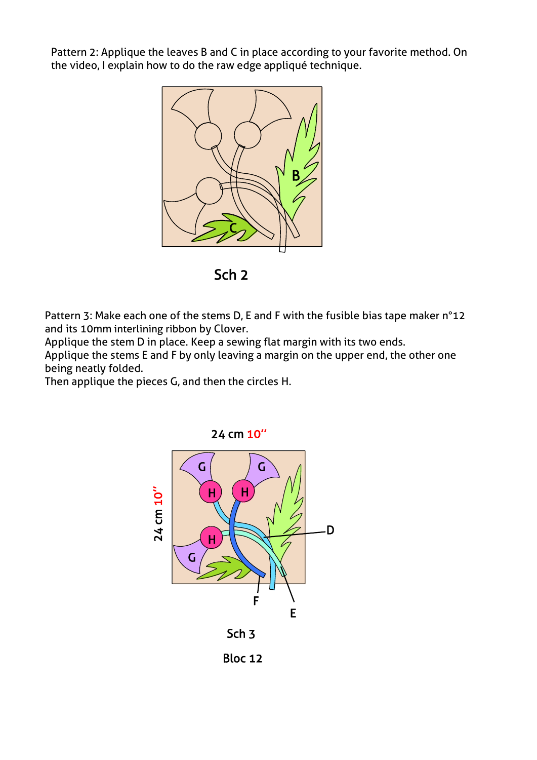Pattern 2: Applique the leaves B and C in place according to your favorite method. On the video, I explain how to do the raw edge appliqué technique.

Sch 2

Pattern 3: Make each one of the stems D, E and F with the fusible bias tape maker n°12 and its 10mm interlining ribbon by Clover.
Applique the stem D in place. Keep a sewing flat margin with its two ends.
Applique the stems E and F by only leaving a margin on the upper end, the other one being neatly folded.
Then applique the pieces G, and then the circles H.

24 cm 10''

24 cm 10''

Sch 3

Bloc 12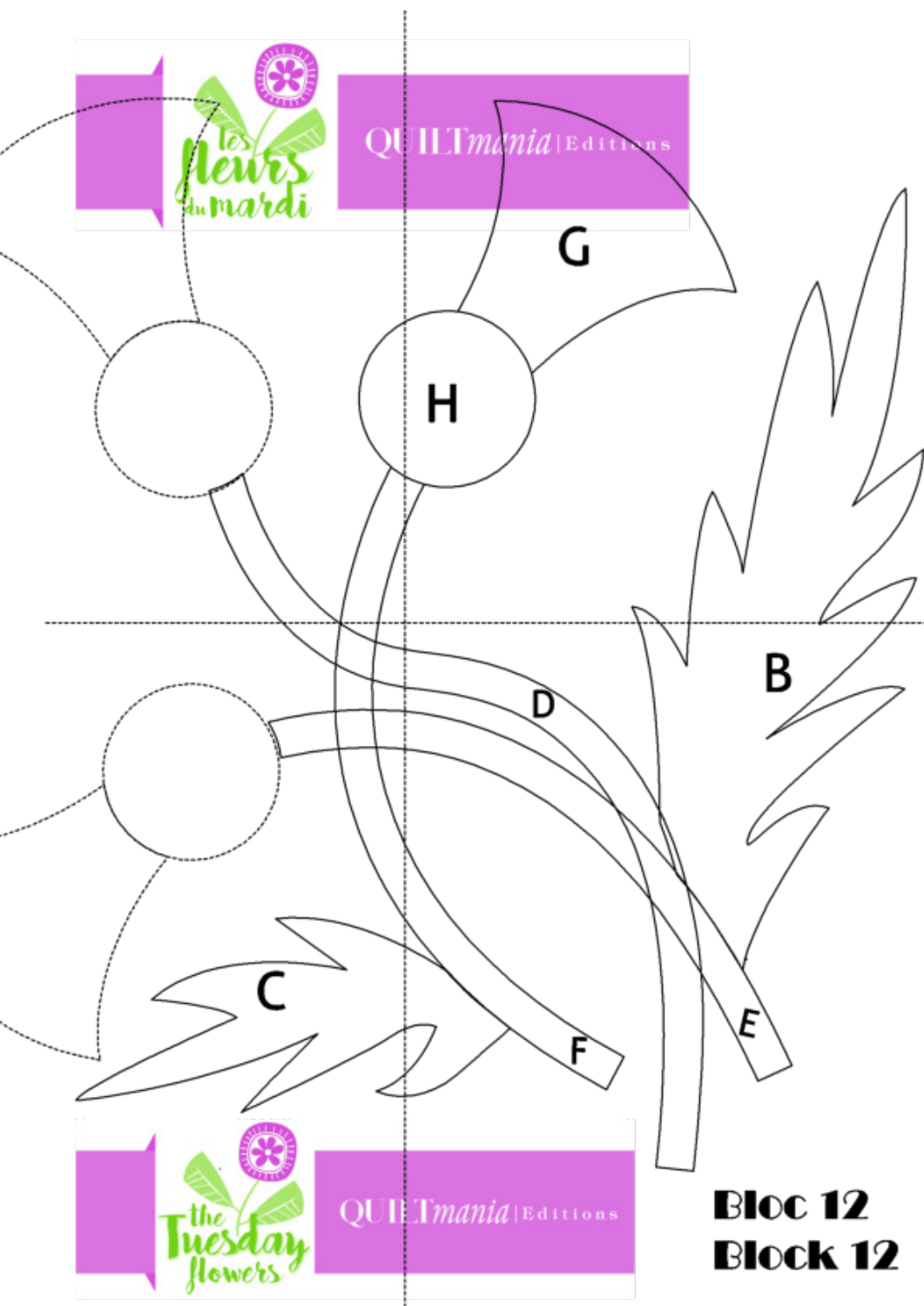Les fleurs du mardi

QUILTmania | Editions

G

H

B

D

C

E

F

the Tuesday flowers

QUILTmania | Editions

**Bloc 12**
**Block 12**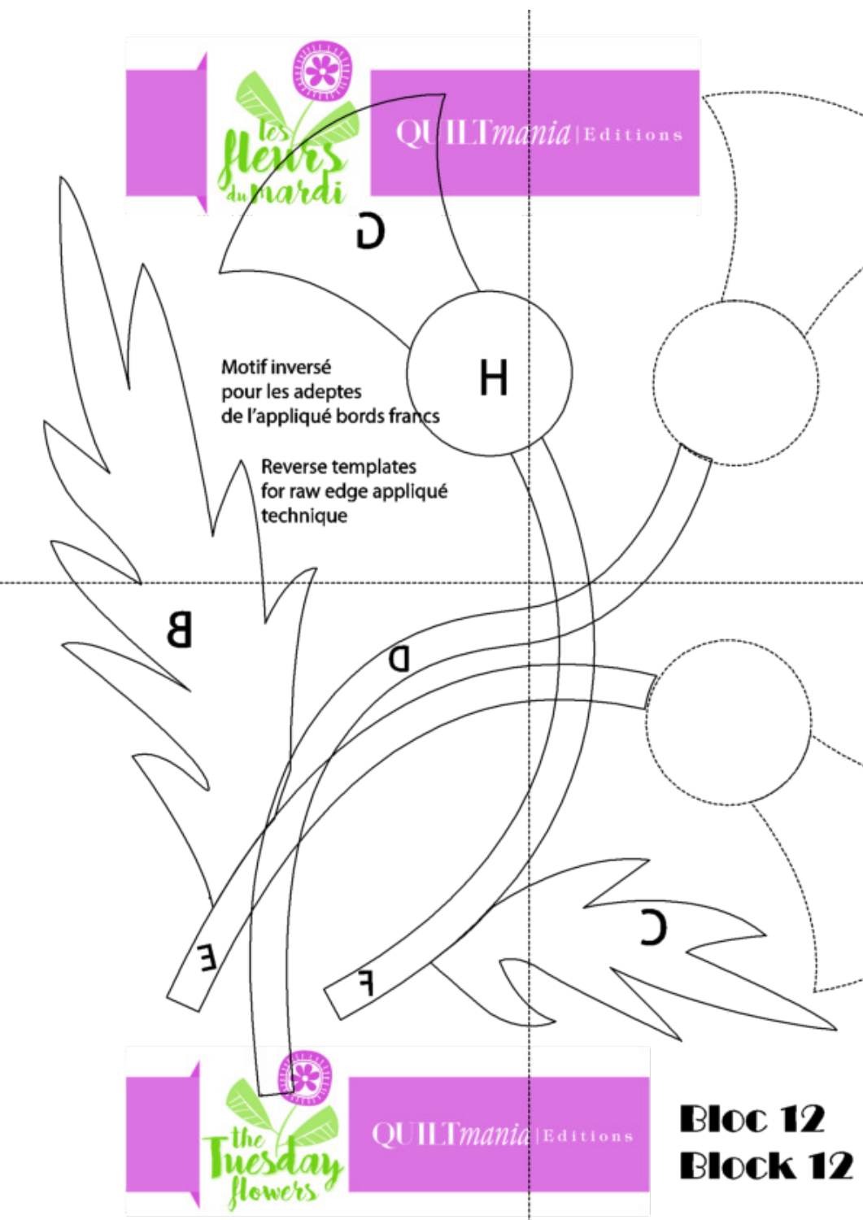Motif inversé
pour les adeptes
de l'appliqué bords francs

Reverse templates
for raw edge appliqué
technique

G

H

B

D

C

E

F

**Bloc 12**
**Block 12**